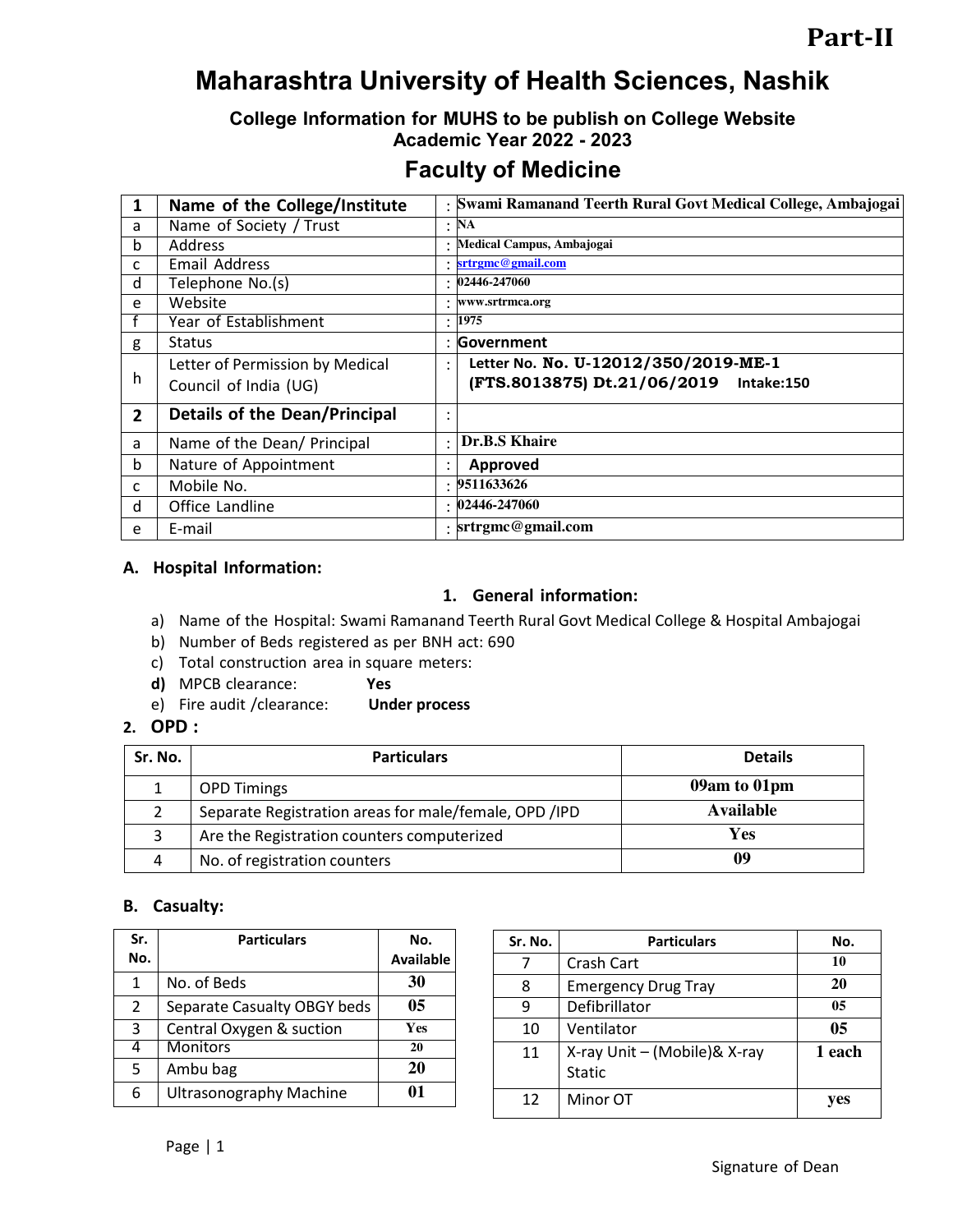**Part-II**

# Maharashtra University of Health Sciences, Nashik

### College Information for MUHS to be publish on College Website
### Academic Year 2022 - 2023

## Faculty of Medicine

| 1 | **Name of the College/Institute** | : | **Swami Ramanand Teerth Rural Govt Medical College, Ambajogai** |
|---|---|---|---|
| a | Name of Society / Trust | : | NA |
| b | Address | : | Medical Campus, Ambajogai |
| c | Email Address | : | srtrgmc@gmail.com |
| d | Telephone No.(s) | : | 02446-247060 |
| e | Website | : | www.srtrmca.org |
| f | Year of Establishment | : | 1975 |
| g | Status | : | Government |
| h | Letter of Permission by Medical Council of India (UG) | : | Letter No. No. U-12012/350/2019-ME-1 (FTS.8013875) Dt.21/06/2019 Intake:150 |
| 2 | **Details of the Dean/Principal** | : | |
| a | Name of the Dean/ Principal | : | Dr.B.S Khaire |
| b | Nature of Appointment | : | Approved |
| c | Mobile No. | : | 9511633626 |
| d | Office Landline | : | 02446-247060 |
| e | E-mail | : | srtrgmc@gmail.com |

### A. Hospital Information:

#### 1. General information:

a) Name of the Hospital: Swami Ramanand Teerth Rural Govt Medical College & Hospital Ambajogai
b) Number of Beds registered as per BNH act: 690
c) Total construction area in square meters:
**d)** MPCB clearance: **Yes**
e) Fire audit /clearance: **Under process**

### 2. OPD :

| Sr. No. | Particulars | Details |
|---|---|---|
| 1 | OPD Timings | 09am to 01pm |
| 2 | Separate Registration areas for male/female, OPD /IPD | Available |
| 3 | Are the Registration counters computerized | Yes |
| 4 | No. of registration counters | 09 |

### B. Casualty:

| Sr. No. | Particulars | No. Available |
|---|---|---|
| 1 | No. of Beds | 30 |
| 2 | Separate Casualty OBGY beds | 05 |
| 3 | Central Oxygen & suction | Yes |
| 4 | Monitors | 20 |
| 5 | Ambu bag | 20 |
| 6 | Ultrasonography Machine | 01 |
| 7 | Crash Cart | 10 |
| 8 | Emergency Drug Tray | 20 |
| 9 | Defibrillator | 05 |
| 10 | Ventilator | 05 |
| 11 | X-ray Unit – (Mobile)& X-ray Static | 1 each |
| 12 | Minor OT | yes |

Signature of Dean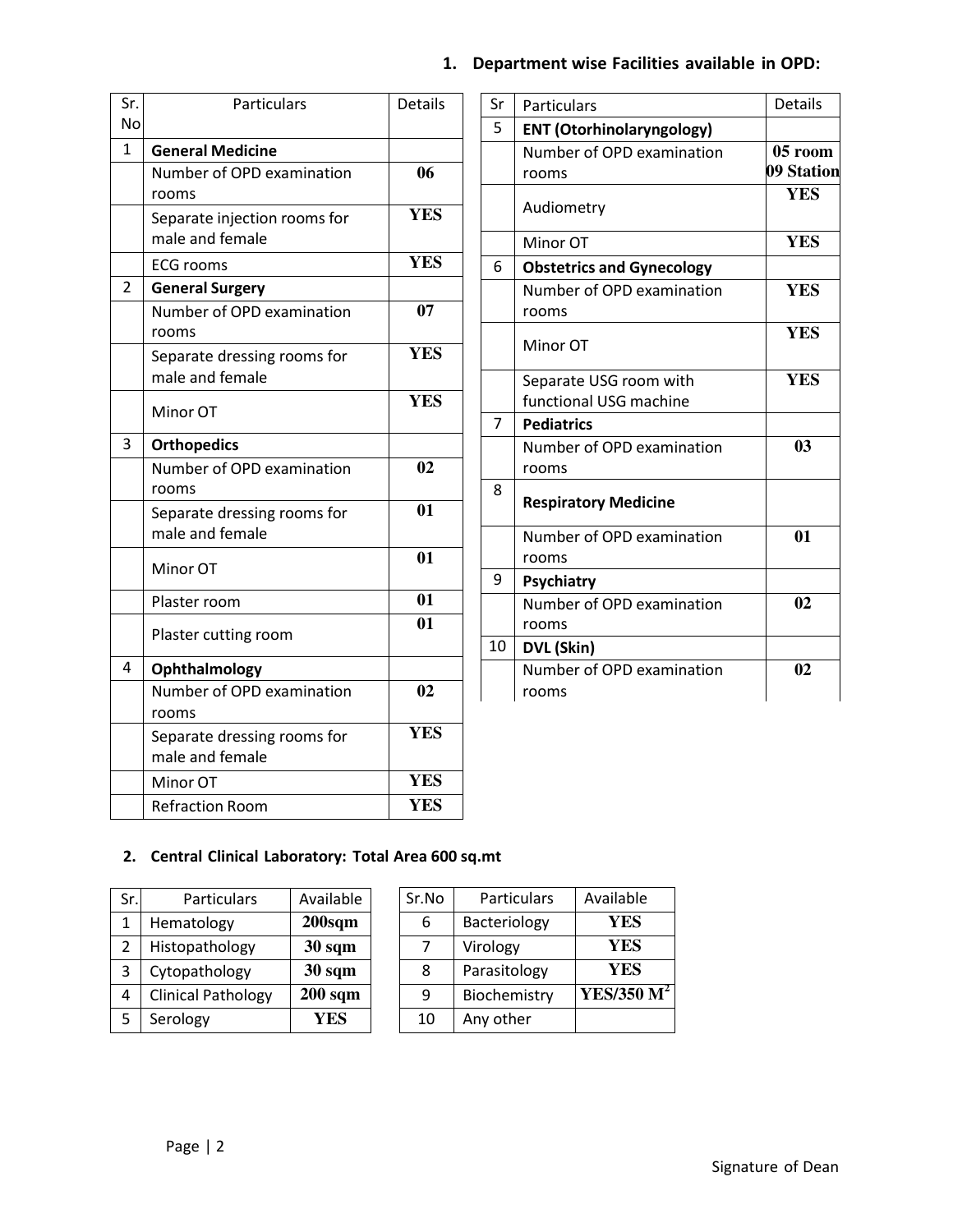## 1. Department wise Facilities available in OPD:

| Sr. No | Particulars | Details |
|---|---|---|
| 1 | **General Medicine** | |
| | Number of OPD examination rooms | **06** |
| | Separate injection rooms for male and female | **YES** |
| | ECG rooms | **YES** |
| 2 | **General Surgery** | |
| | Number of OPD examination rooms | **07** |
| | Separate dressing rooms for male and female | **YES** |
| | Minor OT | **YES** |
| 3 | **Orthopedics** | |
| | Number of OPD examination rooms | **02** |
| | Separate dressing rooms for male and female | **01** |
| | Minor OT | **01** |
| | Plaster room | **01** |
| | Plaster cutting room | **01** |
| 4 | **Ophthalmology** | |
| | Number of OPD examination rooms | **02** |
| | Separate dressing rooms for male and female | **YES** |
| | Minor OT | **YES** |
| | Refraction Room | **YES** |

| Sr | Particulars | Details |
|---|---|---|
| 5 | **ENT (Otorhinolaryngology)** | |
| | Number of OPD examination rooms | **05 room 09 Station** |
| | Audiometry | **YES** |
| | Minor OT | **YES** |
| 6 | **Obstetrics and Gynecology** | |
| | Number of OPD examination rooms | **YES** |
| | Minor OT | **YES** |
| | Separate USG room with functional USG machine | **YES** |
| 7 | **Pediatrics** | |
| | Number of OPD examination rooms | **03** |
| 8 | **Respiratory Medicine** | |
| | Number of OPD examination rooms | **01** |
| 9 | **Psychiatry** | |
| | Number of OPD examination rooms | **02** |
| 10 | **DVL (Skin)** | |
| | Number of OPD examination rooms | **02** |

## 2. Central Clinical Laboratory: Total Area 600 sq.mt

| Sr. | Particulars | Available |
|---|---|---|
| 1 | Hematology | **200sqm** |
| 2 | Histopathology | **30 sqm** |
| 3 | Cytopathology | **30 sqm** |
| 4 | Clinical Pathology | **200 sqm** |
| 5 | Serology | **YES** |

| Sr.No | Particulars | Available |
|---|---|---|
| 6 | Bacteriology | **YES** |
| 7 | Virology | **YES** |
| 8 | Parasitology | **YES** |
| 9 | Biochemistry | **YES/350 $M^2$** |
| 10 | Any other | |

Signature of Dean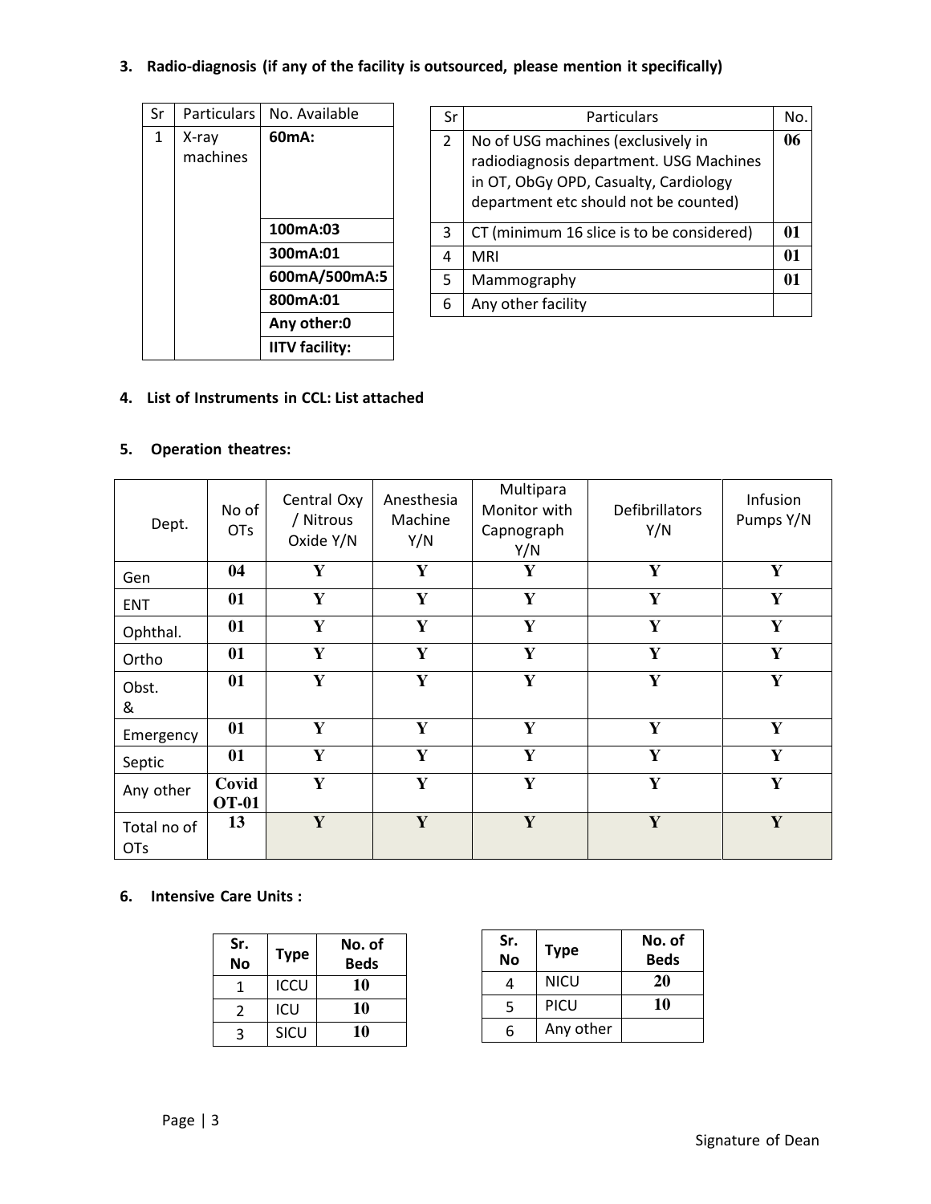### 3. Radio-diagnosis (if any of the facility is outsourced, please mention it specifically)

| Sr | Particulars | No. Available |
|---|---|---|
| 1 | X-ray machines | **60mA:** |
| | | **100mA:03** |
| | | **300mA:01** |
| | | **600mA/500mA:5** |
| | | **800mA:01** |
| | | **Any other:0** |
| | | **IITV facility:** |

| Sr | Particulars | No. |
|---|---|---|
| 2 | No of USG machines (exclusively in radiodiagnosis department. USG Machines in OT, ObGy OPD, Casualty, Cardiology department etc should not be counted) | **06** |
| 3 | CT (minimum 16 slice is to be considered) | **01** |
| 4 | MRI | **01** |
| 5 | Mammography | **01** |
| 6 | Any other facility | |

### 4. List of Instruments in CCL: List attached

### 5. Operation theatres:

| Dept. | No of OTs | Central Oxy / Nitrous Oxide Y/N | Anesthesia Machine Y/N | Multipara Monitor with Capnograph Y/N | Defibrillators Y/N | Infusion Pumps Y/N |
|---|---|---|---|---|---|---|
| Gen | **04** | **Y** | **Y** | **Y** | **Y** | **Y** |
| ENT | **01** | **Y** | **Y** | **Y** | **Y** | **Y** |
| Ophthal. | **01** | **Y** | **Y** | **Y** | **Y** | **Y** |
| Ortho | **01** | **Y** | **Y** | **Y** | **Y** | **Y** |
| Obst. & | **01** | **Y** | **Y** | **Y** | **Y** | **Y** |
| Emergency | **01** | **Y** | **Y** | **Y** | **Y** | **Y** |
| Septic | **01** | **Y** | **Y** | **Y** | **Y** | **Y** |
| Any other | **Covid OT-01** | **Y** | **Y** | **Y** | **Y** | **Y** |
| Total no of OTs | **13** | **Y** | **Y** | **Y** | **Y** | **Y** |

### 6. Intensive Care Units :

| Sr. No | Type | No. of Beds |
|---|---|---|
| 1 | ICCU | **10** |
| 2 | ICU | **10** |
| 3 | SICU | **10** |

| Sr. No | Type | No. of Beds |
|---|---|---|
| 4 | NICU | **20** |
| 5 | PICU | **10** |
| 6 | Any other | |

Signature of Dean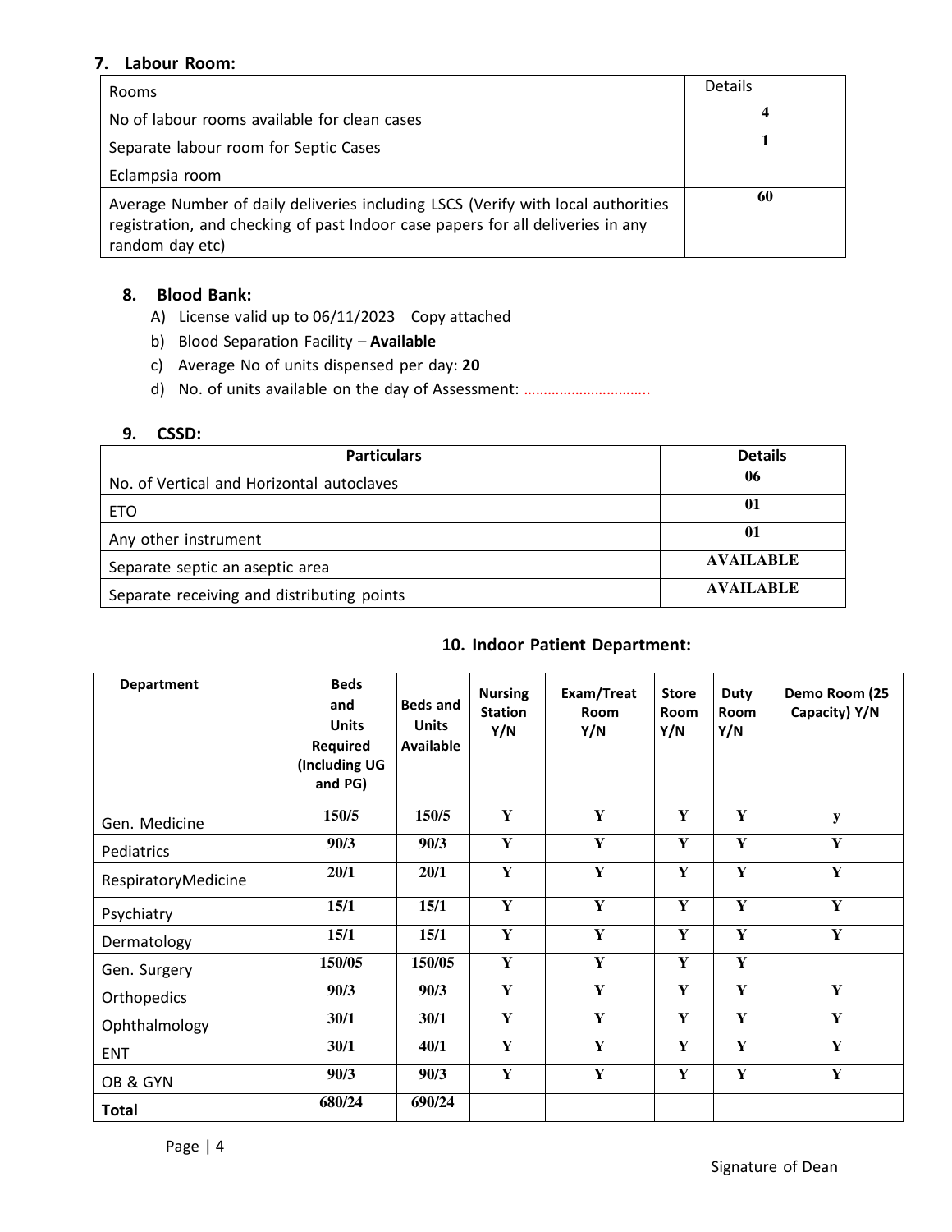## 7. Labour Room:

| Rooms | Details |
|---|---|
| No of labour rooms available for clean cases | 4 |
| Separate labour room for Septic Cases | 1 |
| Eclampsia room | |
| Average Number of daily deliveries including LSCS (Verify with local authorities registration, and checking of past Indoor case papers for all deliveries in any random day etc) | 60 |

## 8. Blood Bank:

A) License valid up to 06/11/2023 Copy attached

b) Blood Separation Facility – **Available**

c) Average No of units dispensed per day: **20**

d) No. of units available on the day of Assessment: ………………………….

## 9. CSSD:

| Particulars | Details |
|---|---|
| No. of Vertical and Horizontal autoclaves | 06 |
| ETO | 01 |
| Any other instrument | 01 |
| Separate septic an aseptic area | AVAILABLE |
| Separate receiving and distributing points | AVAILABLE |

## 10. Indoor Patient Department:

| Department | Beds and Units Required (Including UG and PG) | Beds and Units Available | Nursing Station Y/N | Exam/Treat Room Y/N | Store Room Y/N | Duty Room Y/N | Demo Room (25 Capacity) Y/N |
|---|---|---|---|---|---|---|---|
| Gen. Medicine | 150/5 | 150/5 | Y | Y | Y | Y | y |
| Pediatrics | 90/3 | 90/3 | Y | Y | Y | Y | Y |
| RespiratoryMedicine | 20/1 | 20/1 | Y | Y | Y | Y | Y |
| Psychiatry | 15/1 | 15/1 | Y | Y | Y | Y | Y |
| Dermatology | 15/1 | 15/1 | Y | Y | Y | Y | Y |
| Gen. Surgery | 150/05 | 150/05 | Y | Y | Y | Y | |
| Orthopedics | 90/3 | 90/3 | Y | Y | Y | Y | Y |
| Ophthalmology | 30/1 | 30/1 | Y | Y | Y | Y | Y |
| ENT | 30/1 | 40/1 | Y | Y | Y | Y | Y |
| OB & GYN | 90/3 | 90/3 | Y | Y | Y | Y | Y |
| **Total** | 680/24 | 690/24 | | | | | |

Signature of Dean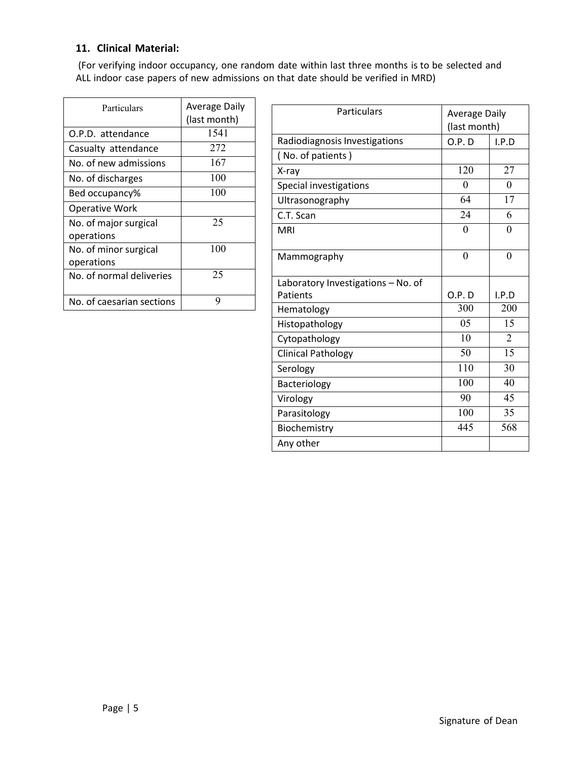### 11. Clinical Material:

(For verifying indoor occupancy, one random date within last three months is to be selected and ALL indoor case papers of new admissions on that date should be verified in MRD)

| Particulars | Average Daily (last month) |
|---|---|
| O.P.D. attendance | 1541 |
| Casualty attendance | 272 |
| No. of new admissions | 167 |
| No. of discharges | 100 |
| Bed occupancy% | 100 |
| Operative Work | |
| No. of major surgical operations | 25 |
| No. of minor surgical operations | 100 |
| No. of normal deliveries | 25 |
| No. of caesarian sections | 9 |

| Particulars | Average Daily (last month) | |
|---|---|---|
| Radiodiagnosis Investigations | O.P. D | I.P.D |
| ( No. of patients ) | | |
| X-ray | 120 | 27 |
| Special investigations | 0 | 0 |
| Ultrasonography | 64 | 17 |
| C.T. Scan | 24 | 6 |
| MRI | 0 | 0 |
| Mammography | 0 | 0 |
| Laboratory Investigations – No. of Patients | O.P. D | I.P.D |
| Hematology | 300 | 200 |
| Histopathology | 05 | 15 |
| Cytopathology | 10 | 2 |
| Clinical Pathology | 50 | 15 |
| Serology | 110 | 30 |
| Bacteriology | 100 | 40 |
| Virology | 90 | 45 |
| Parasitology | 100 | 35 |
| Biochemistry | 445 | 568 |
| Any other | | |

Signature of Dean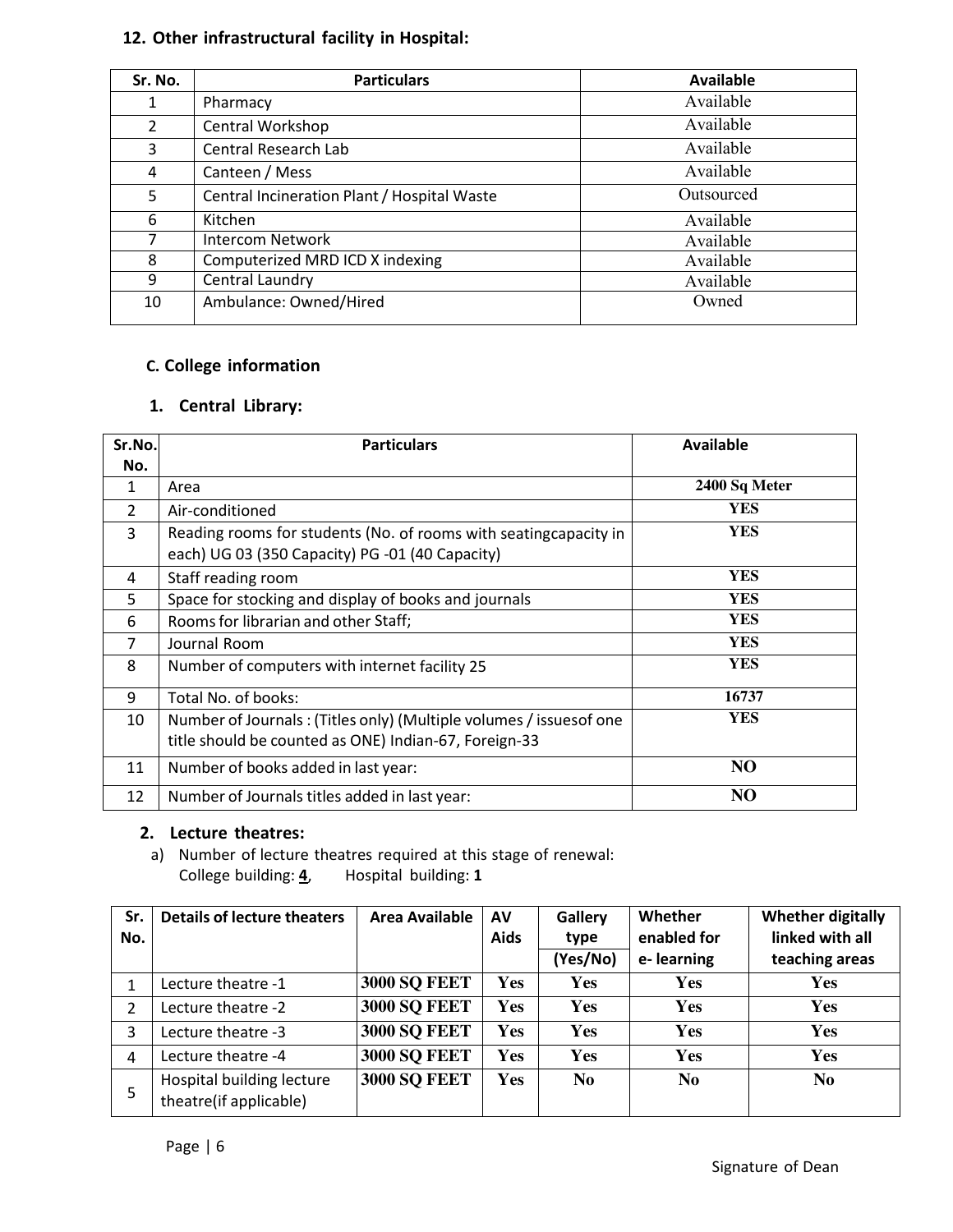## 12. Other infrastructural facility in Hospital:

| Sr. No. | Particulars | Available |
|---|---|---|
| 1 | Pharmacy | Available |
| 2 | Central Workshop | Available |
| 3 | Central Research Lab | Available |
| 4 | Canteen / Mess | Available |
| 5 | Central Incineration Plant / Hospital Waste | Outsourced |
| 6 | Kitchen | Available |
| 7 | Intercom Network | Available |
| 8 | Computerized MRD ICD X indexing | Available |
| 9 | Central Laundry | Available |
| 10 | Ambulance: Owned/Hired | Owned |

## C. College information

### 1. Central Library:

| Sr.No. No. | Particulars | Available |
|---|---|---|
| 1 | Area | **2400 Sq Meter** |
| 2 | Air-conditioned | **YES** |
| 3 | Reading rooms for students (No. of rooms with seatingcapacity in each) UG 03 (350 Capacity) PG -01 (40 Capacity) | **YES** |
| 4 | Staff reading room | **YES** |
| 5 | Space for stocking and display of books and journals | **YES** |
| 6 | Rooms for librarian and other Staff; | **YES** |
| 7 | Journal Room | **YES** |
| 8 | Number of computers with internet facility 25 | **YES** |
| 9 | Total No. of books: | **16737** |
| 10 | Number of Journals : (Titles only) (Multiple volumes / issuesof one title should be counted as ONE) Indian-67, Foreign-33 | **YES** |
| 11 | Number of books added in last year: | **NO** |
| 12 | Number of Journals titles added in last year: | **NO** |

### 2. Lecture theatres:

a) Number of lecture theatres required at this stage of renewal:
College building: **4**, Hospital building: **1**

| Sr. No. | Details of lecture theaters | Area Available | AV Aids | Gallery type (Yes/No) | Whether enabled for e- learning | Whether digitally linked with all teaching areas |
|---|---|---|---|---|---|---|
| 1 | Lecture theatre -1 | **3000 SQ FEET** | **Yes** | **Yes** | **Yes** | **Yes** |
| 2 | Lecture theatre -2 | **3000 SQ FEET** | **Yes** | **Yes** | **Yes** | **Yes** |
| 3 | Lecture theatre -3 | **3000 SQ FEET** | **Yes** | **Yes** | **Yes** | **Yes** |
| 4 | Lecture theatre -4 | **3000 SQ FEET** | **Yes** | **Yes** | **Yes** | **Yes** |
| 5 | Hospital building lecture theatre(if applicable) | **3000 SQ FEET** | **Yes** | **No** | **No** | **No** |

Signature of Dean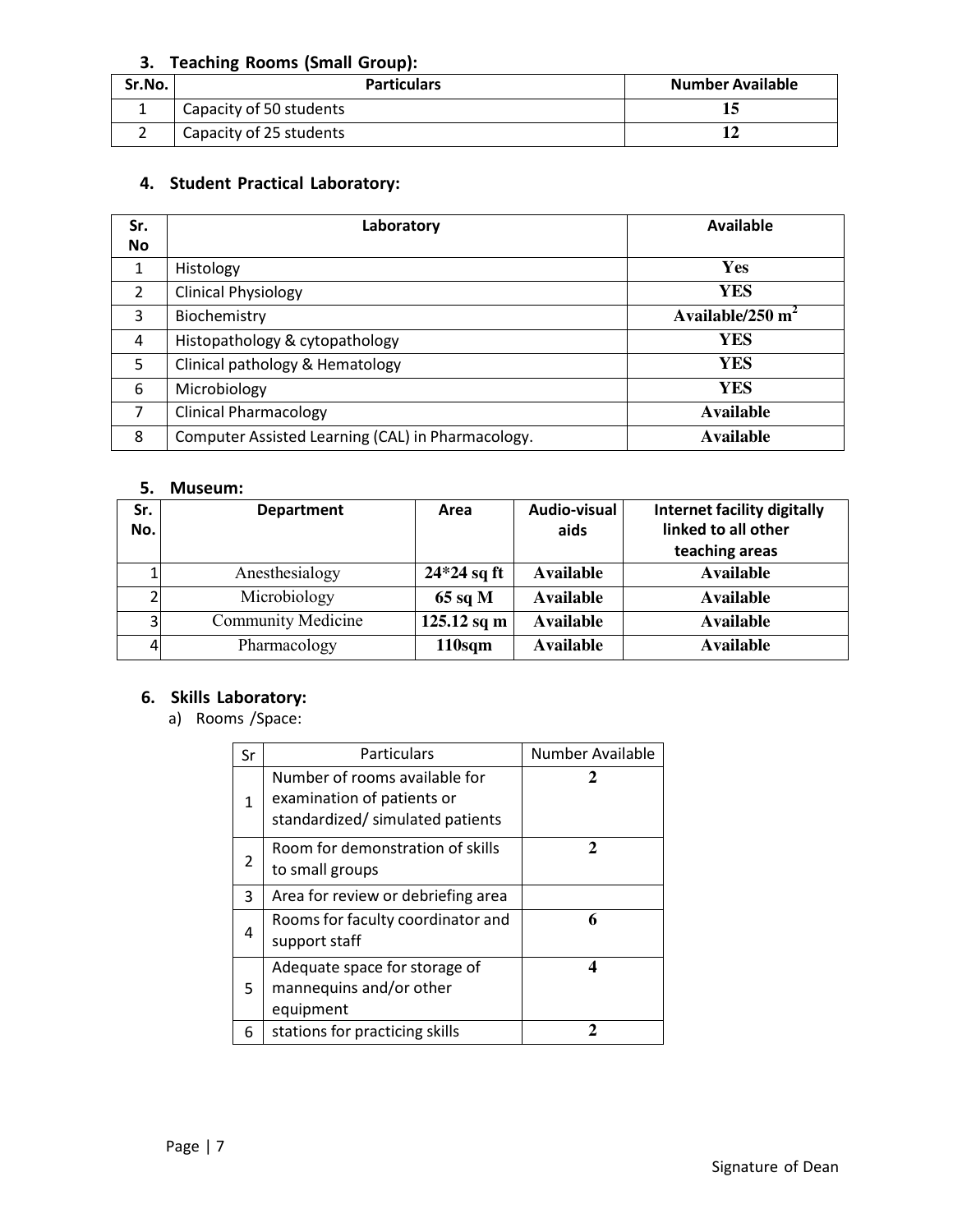### 3. Teaching Rooms (Small Group):

| Sr.No. | Particulars | Number Available |
|---|---|---|
| 1 | Capacity of 50 students | **15** |
| 2 | Capacity of 25 students | **12** |

### 4. Student Practical Laboratory:

| Sr. No | Laboratory | Available |
|---|---|---|
| 1 | Histology | **Yes** |
| 2 | Clinical Physiology | **YES** |
| 3 | Biochemistry | **Available/250 $m^2$** |
| 4 | Histopathology & cytopathology | **YES** |
| 5 | Clinical pathology & Hematology | **YES** |
| 6 | Microbiology | **YES** |
| 7 | Clinical Pharmacology | **Available** |
| 8 | Computer Assisted Learning (CAL) in Pharmacology. | **Available** |

### 5. Museum:

| Sr. No. | Department | Area | Audio-visual aids | Internet facility digitally linked to all other teaching areas |
|---|---|---|---|---|
| 1 | Anesthesialogy | **24*24 sq ft** | **Available** | **Available** |
| 2 | Microbiology | **65 sq M** | **Available** | **Available** |
| 3 | Community Medicine | **125.12 sq m** | **Available** | **Available** |
| 4 | Pharmacology | **110sqm** | **Available** | **Available** |

### 6. Skills Laboratory:

a) Rooms /Space:

| Sr | Particulars | Number Available |
|---|---|---|
| 1 | Number of rooms available for examination of patients or standardized/ simulated patients | **2** |
| 2 | Room for demonstration of skills to small groups | **2** |
| 3 | Area for review or debriefing area | |
| 4 | Rooms for faculty coordinator and support staff | **6** |
| 5 | Adequate space for storage of mannequins and/or other equipment | **4** |
| 6 | stations for practicing skills | **2** |

Signature of Dean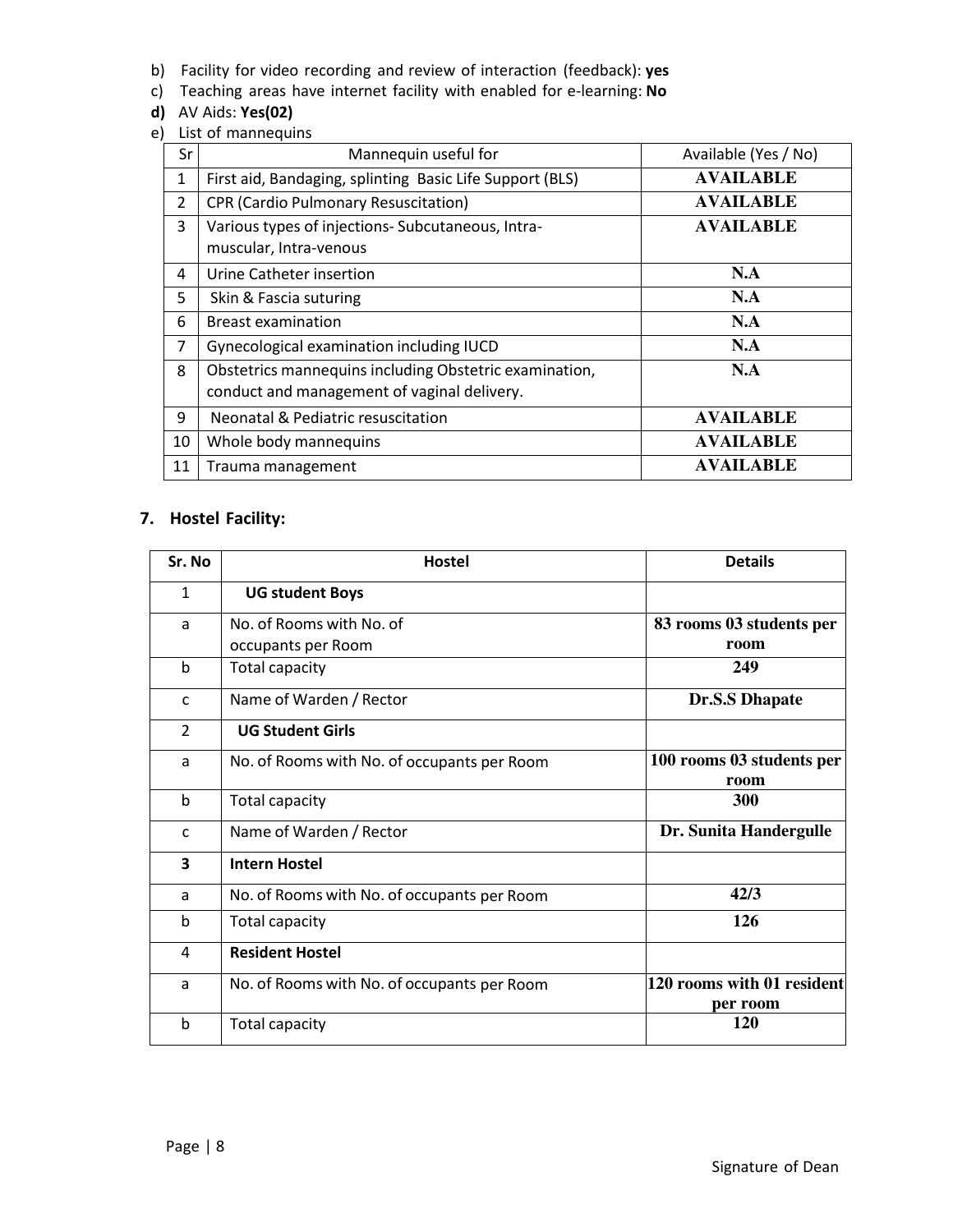b) Facility for video recording and review of interaction (feedback): **yes**
c) Teaching areas have internet facility with enabled for e-learning: **No**
**d)** AV Aids: **Yes(02)**
e) List of mannequins

| Sr | Mannequin useful for | Available (Yes / No) |
|---|---|---|
| 1 | First aid, Bandaging, splinting Basic Life Support (BLS) | **AVAILABLE** |
| 2 | CPR (Cardio Pulmonary Resuscitation) | **AVAILABLE** |
| 3 | Various types of injections- Subcutaneous, Intra-muscular, Intra-venous | **AVAILABLE** |
| 4 | Urine Catheter insertion | **N.A** |
| 5 | Skin & Fascia suturing | **N.A** |
| 6 | Breast examination | **N.A** |
| 7 | Gynecological examination including IUCD | **N.A** |
| 8 | Obstetrics mannequins including Obstetric examination, conduct and management of vaginal delivery. | **N.A** |
| 9 | Neonatal & Pediatric resuscitation | **AVAILABLE** |
| 10 | Whole body mannequins | **AVAILABLE** |
| 11 | Trauma management | **AVAILABLE** |

## 7. Hostel Facility:

| Sr. No | Hostel | Details |
|---|---|---|
| 1 | **UG student Boys** | |
| a | No. of Rooms with No. of occupants per Room | **83 rooms 03 students per room** |
| b | Total capacity | **249** |
| c | Name of Warden / Rector | **Dr.S.S Dhapate** |
| 2 | **UG Student Girls** | |
| a | No. of Rooms with No. of occupants per Room | **100 rooms 03 students per room** |
| b | Total capacity | **300** |
| c | Name of Warden / Rector | **Dr. Sunita Handergulle** |
| **3** | **Intern Hostel** | |
| a | No. of Rooms with No. of occupants per Room | **42/3** |
| b | Total capacity | **126** |
| 4 | **Resident Hostel** | |
| a | No. of Rooms with No. of occupants per Room | **120 rooms with 01 resident per room** |
| b | Total capacity | **120** |

Signature of Dean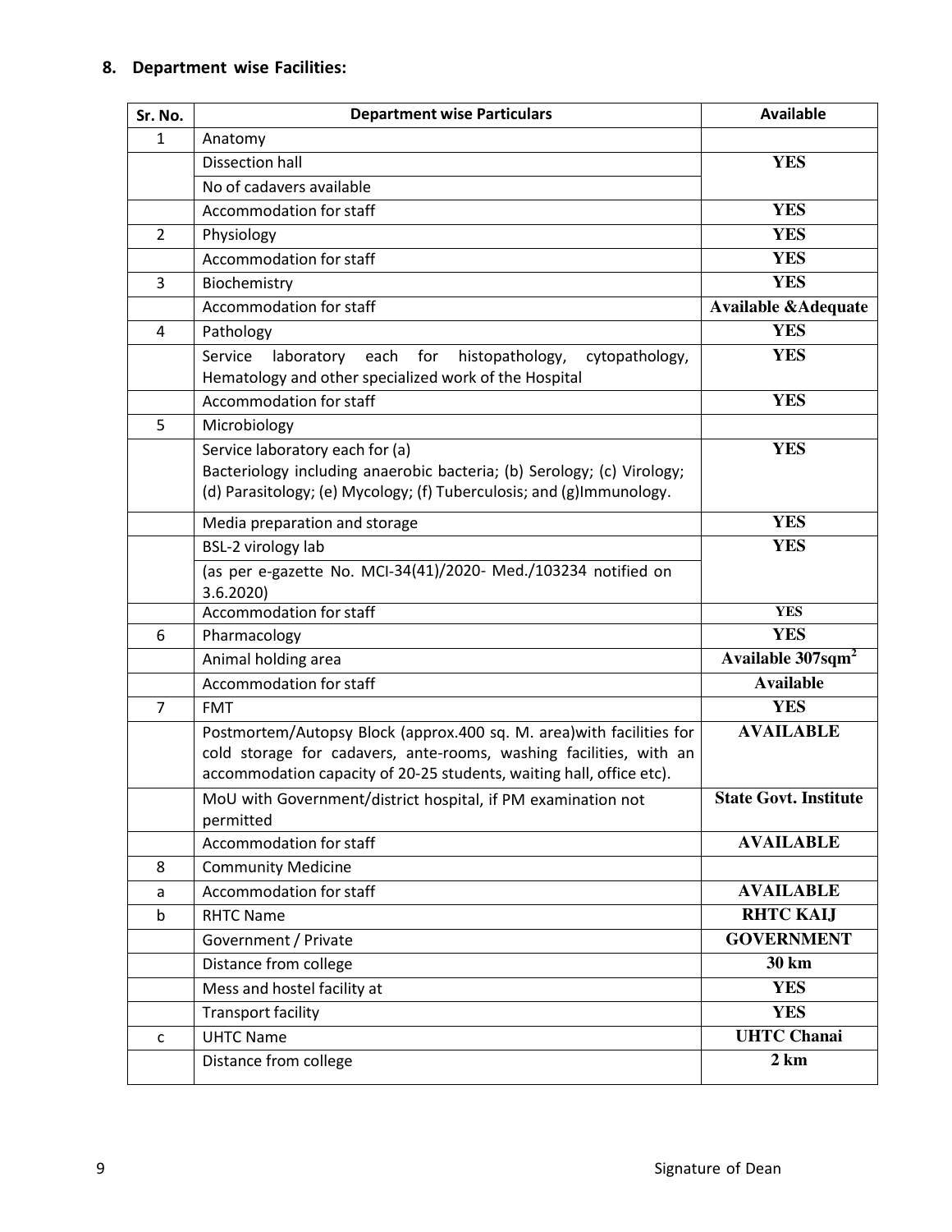## 8. Department wise Facilities:

| Sr. No. | Department wise Particulars | Available |
|---|---|---|
| 1 | Anatomy | |
| | Dissection hall | YES |
| | No of cadavers available | |
| | Accommodation for staff | YES |
| 2 | Physiology | YES |
| | Accommodation for staff | YES |
| 3 | Biochemistry | YES |
| | Accommodation for staff | Available &Adequate |
| 4 | Pathology | YES |
| | Service laboratory each for histopathology, cytopathology, Hematology and other specialized work of the Hospital | YES |
| | Accommodation for staff | YES |
| 5 | Microbiology | |
| | Service laboratory each for (a) Bacteriology including anaerobic bacteria; (b) Serology; (c) Virology; (d) Parasitology; (e) Mycology; (f) Tuberculosis; and (g)Immunology. | YES |
| | Media preparation and storage | YES |
| | BSL-2 virology lab (as per e-gazette No. MCI-34(41)/2020- Med./103234 notified on 3.6.2020) | YES |
| | Accommodation for staff | YES |
| 6 | Pharmacology | YES |
| | Animal holding area | Available 307sqm$^2$ |
| | Accommodation for staff | Available |
| 7 | FMT | YES |
| | Postmortem/Autopsy Block (approx.400 sq. M. area)with facilities for cold storage for cadavers, ante-rooms, washing facilities, with an accommodation capacity of 20-25 students, waiting hall, office etc). | AVAILABLE |
| | MoU with Government/district hospital, if PM examination not permitted | State Govt. Institute |
| | Accommodation for staff | AVAILABLE |
| 8 | Community Medicine | |
| a | Accommodation for staff | AVAILABLE |
| b | RHTC Name | RHTC KAIJ |
| | Government / Private | GOVERNMENT |
| | Distance from college | 30 km |
| | Mess and hostel facility at | YES |
| | Transport facility | YES |
| c | UHTC Name | UHTC Chanai |
| | Distance from college | 2 km |

Signature of Dean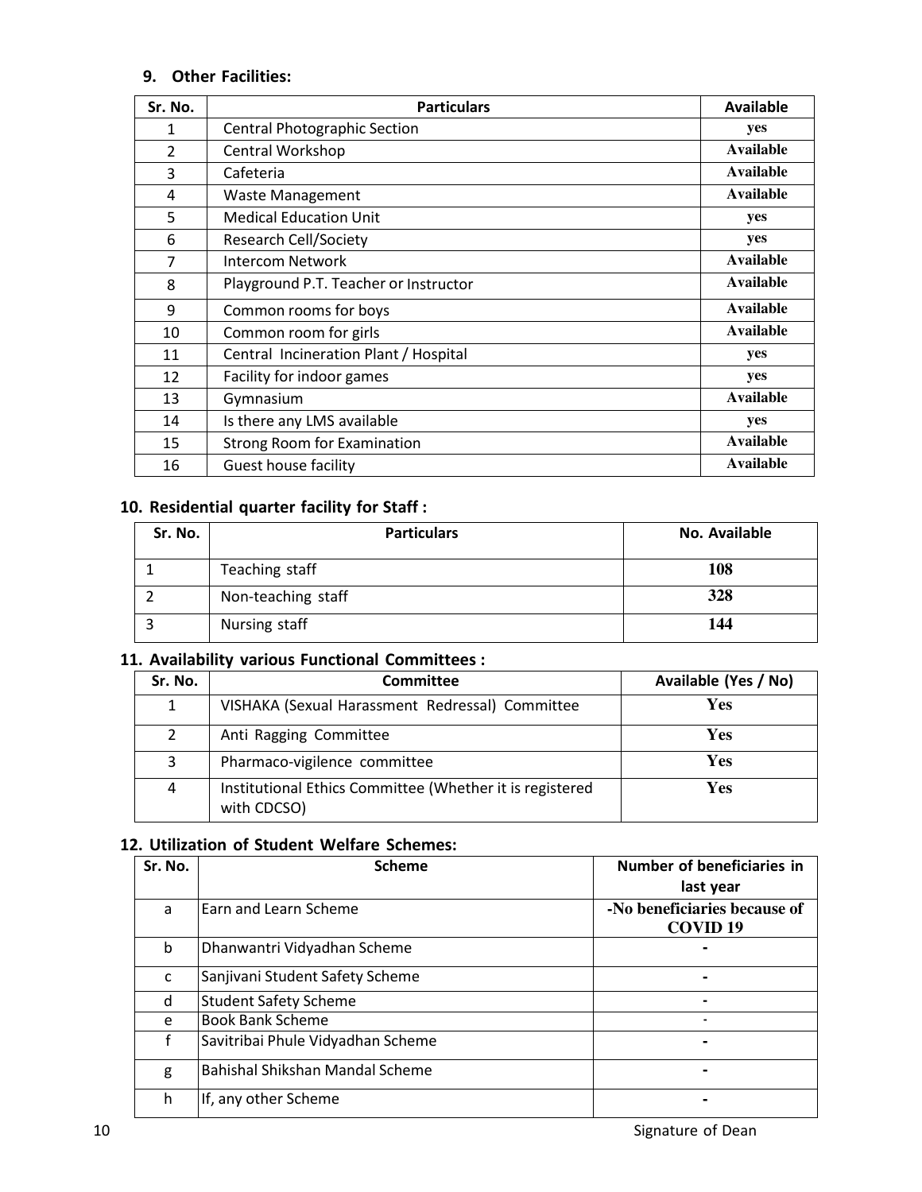### 9. Other Facilities:

| Sr. No. | Particulars | Available |
|---|---|---|
| 1 | Central Photographic Section | yes |
| 2 | Central Workshop | Available |
| 3 | Cafeteria | Available |
| 4 | Waste Management | Available |
| 5 | Medical Education Unit | yes |
| 6 | Research Cell/Society | yes |
| 7 | Intercom Network | Available |
| 8 | Playground P.T. Teacher or Instructor | Available |
| 9 | Common rooms for boys | Available |
| 10 | Common room for girls | Available |
| 11 | Central Incineration Plant / Hospital | yes |
| 12 | Facility for indoor games | yes |
| 13 | Gymnasium | Available |
| 14 | Is there any LMS available | yes |
| 15 | Strong Room for Examination | Available |
| 16 | Guest house facility | Available |

### 10. Residential quarter facility for Staff :

| Sr. No. | Particulars | No. Available |
|---|---|---|
| 1 | Teaching staff | 108 |
| 2 | Non-teaching staff | 328 |
| 3 | Nursing staff | 144 |

### 11. Availability various Functional Committees :

| Sr. No. | Committee | Available (Yes / No) |
|---|---|---|
| 1 | VISHAKA (Sexual Harassment Redressal) Committee | Yes |
| 2 | Anti Ragging Committee | Yes |
| 3 | Pharmaco-vigilence committee | Yes |
| 4 | Institutional Ethics Committee (Whether it is registered with CDCSO) | Yes |

### 12. Utilization of Student Welfare Schemes:

| Sr. No. | Scheme | Number of beneficiaries in last year |
|---|---|---|
| a | Earn and Learn Scheme | -No beneficiaries because of COVID 19 |
| b | Dhanwantri Vidyadhan Scheme | - |
| c | Sanjivani Student Safety Scheme | - |
| d | Student Safety Scheme | - |
| e | Book Bank Scheme | - |
| f | Savitribai Phule Vidyadhan Scheme | - |
| g | Bahishal Shikshan Mandal Scheme | - |
| h | If, any other Scheme | - |

Signature of Dean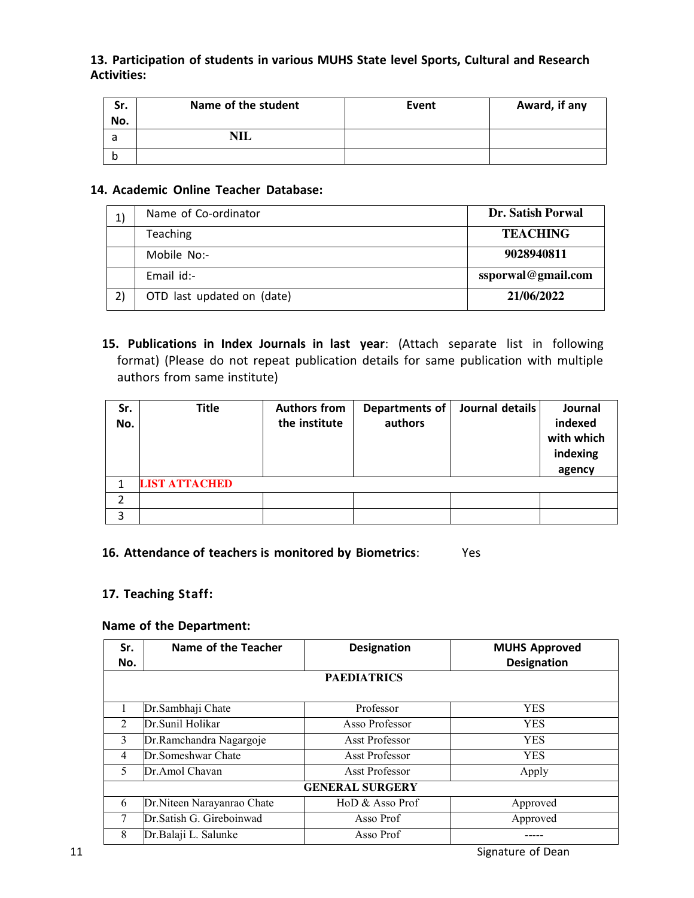### 13. Participation of students in various MUHS State level Sports, Cultural and Research Activities:

| Sr. No. | Name of the student | Event | Award, if any |
|---|---|---|---|
| a | NIL | | |
| b | | | |

### 14. Academic Online Teacher Database:

| | | |
|---|---|---|
| 1) | Name of Co-ordinator | Dr. Satish Porwal |
| | Teaching | TEACHING |
| | Mobile No:- | 9028940811 |
| | Email id:- | ssporwal@gmail.com |
| 2) | OTD last updated on (date) | 21/06/2022 |

### 15. Publications in Index Journals in last year: 

(Attach separate list in following format) (Please do not repeat publication details for same publication with multiple authors from same institute)

| Sr. No. | Title | Authors from the institute | Departments of authors | Journal details | Journal indexed with which indexing agency |
|---|---|---|---|---|---|
| 1 | LIST ATTACHED | | | | |
| 2 | | | | | |
| 3 | | | | | |

### 16. Attendance of teachers is monitored by Biometrics: Yes

### 17. Teaching Staff:

**Name of the Department:**

| Sr. No. | Name of the Teacher | Designation | MUHS Approved Designation |
|---|---|---|---|
| | **PAEDIATRICS** | | |
| 1 | Dr.Sambhaji Chate | Professor | YES |
| 2 | Dr.Sunil Holikar | Asso Professor | YES |
| 3 | Dr.Ramchandra Nagargoje | Asst Professor | YES |
| 4 | Dr.Someshwar Chate | Asst Professor | YES |
| 5 | Dr.Amol Chavan | Asst Professor | Apply |
| | **GENERAL SURGERY** | | |
| 6 | Dr.Niteen Narayanrao Chate | HoD & Asso Prof | Approved |
| 7 | Dr.Satish G. Gireboinwad | Asso Prof | Approved |
| 8 | Dr.Balaji L. Salunke | Asso Prof | ----- |

Signature of Dean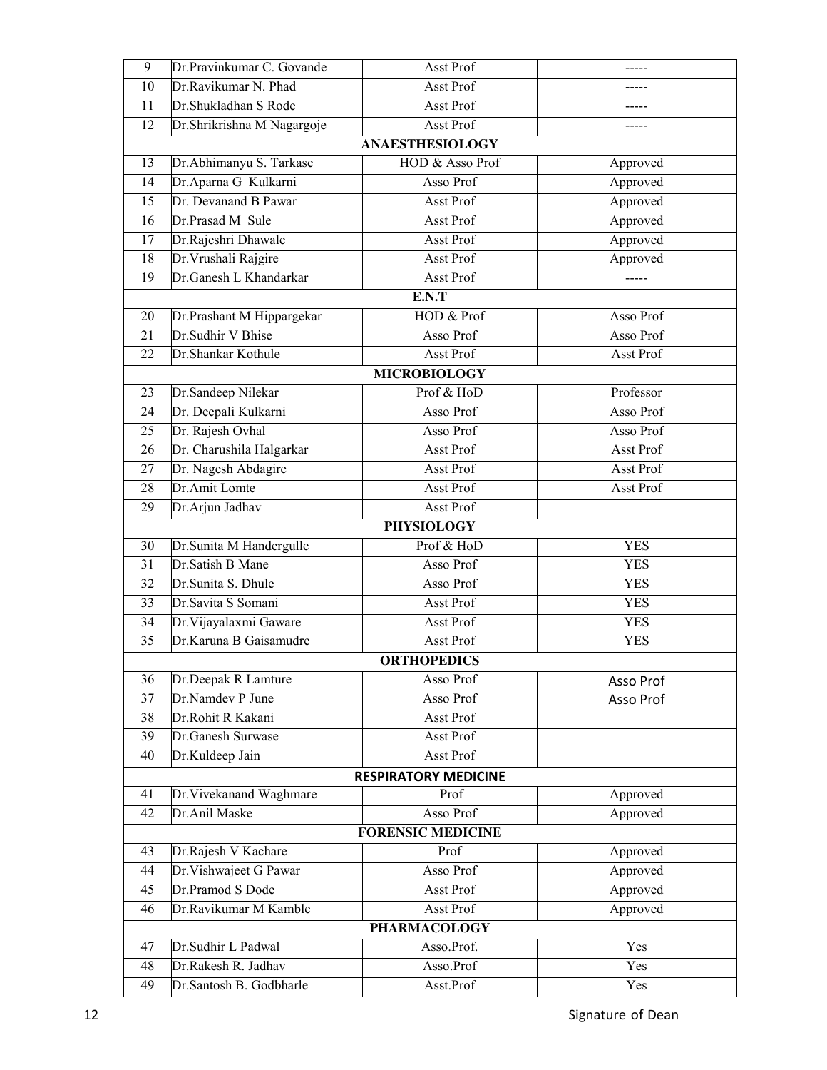| 9 | Dr.Pravinkumar C. Govande | Asst Prof | ----- |
|---|---|---|---|
| 10 | Dr.Ravikumar N. Phad | Asst Prof | ----- |
| 11 | Dr.Shukladhan S Rode | Asst Prof | ----- |
| 12 | Dr.Shrikrishna M Nagargoje | Asst Prof | ----- |
| | **ANAESTHESIOLOGY** | | |
| 13 | Dr.Abhimanyu S. Tarkase | HOD & Asso Prof | Approved |
| 14 | Dr.Aparna G Kulkarni | Asso Prof | Approved |
| 15 | Dr. Devanand B Pawar | Asst Prof | Approved |
| 16 | Dr.Prasad M Sule | Asst Prof | Approved |
| 17 | Dr.Rajeshri Dhawale | Asst Prof | Approved |
| 18 | Dr.Vrushali Rajgire | Asst Prof | Approved |
| 19 | Dr.Ganesh L Khandarkar | Asst Prof | ----- |
| | **E.N.T** | | |
| 20 | Dr.Prashant M Hippargekar | HOD & Prof | Asso Prof |
| 21 | Dr.Sudhir V Bhise | Asso Prof | Asso Prof |
| 22 | Dr.Shankar Kothule | Asst Prof | Asst Prof |
| | **MICROBIOLOGY** | | |
| 23 | Dr.Sandeep Nilekar | Prof & HoD | Professor |
| 24 | Dr. Deepali Kulkarni | Asso Prof | Asso Prof |
| 25 | Dr. Rajesh Ovhal | Asso Prof | Asso Prof |
| 26 | Dr. Charushila Halgarkar | Asst Prof | Asst Prof |
| 27 | Dr. Nagesh Abdagire | Asst Prof | Asst Prof |
| 28 | Dr.Amit Lomte | Asst Prof | Asst Prof |
| 29 | Dr.Arjun Jadhav | Asst Prof | |
| | **PHYSIOLOGY** | | |
| 30 | Dr.Sunita M Handergulle | Prof & HoD | YES |
| 31 | Dr.Satish B Mane | Asso Prof | YES |
| 32 | Dr.Sunita S. Dhule | Asso Prof | YES |
| 33 | Dr.Savita S Somani | Asst Prof | YES |
| 34 | Dr.Vijayalaxmi Gaware | Asst Prof | YES |
| 35 | Dr.Karuna B Gaisamudre | Asst Prof | YES |
| | **ORTHOPEDICS** | | |
| 36 | Dr.Deepak R Lamture | Asso Prof | Asso Prof |
| 37 | Dr.Namdev P June | Asso Prof | Asso Prof |
| 38 | Dr.Rohit R Kakani | Asst Prof | |
| 39 | Dr.Ganesh Surwase | Asst Prof | |
| 40 | Dr.Kuldeep Jain | Asst Prof | |
| | **RESPIRATORY MEDICINE** | | |
| 41 | Dr.Vivekanand Waghmare | Prof | Approved |
| 42 | Dr.Anil Maske | Asso Prof | Approved |
| | **FORENSIC MEDICINE** | | |
| 43 | Dr.Rajesh V Kachare | Prof | Approved |
| 44 | Dr.Vishwajeet G Pawar | Asso Prof | Approved |
| 45 | Dr.Pramod S Dode | Asst Prof | Approved |
| 46 | Dr.Ravikumar M Kamble | Asst Prof | Approved |
| | **PHARMACOLOGY** | | |
| 47 | Dr.Sudhir L Padwal | Asso.Prof. | Yes |
| 48 | Dr.Rakesh R. Jadhav | Asso.Prof | Yes |
| 49 | Dr.Santosh B. Godbharle | Asst.Prof | Yes |

Signature of Dean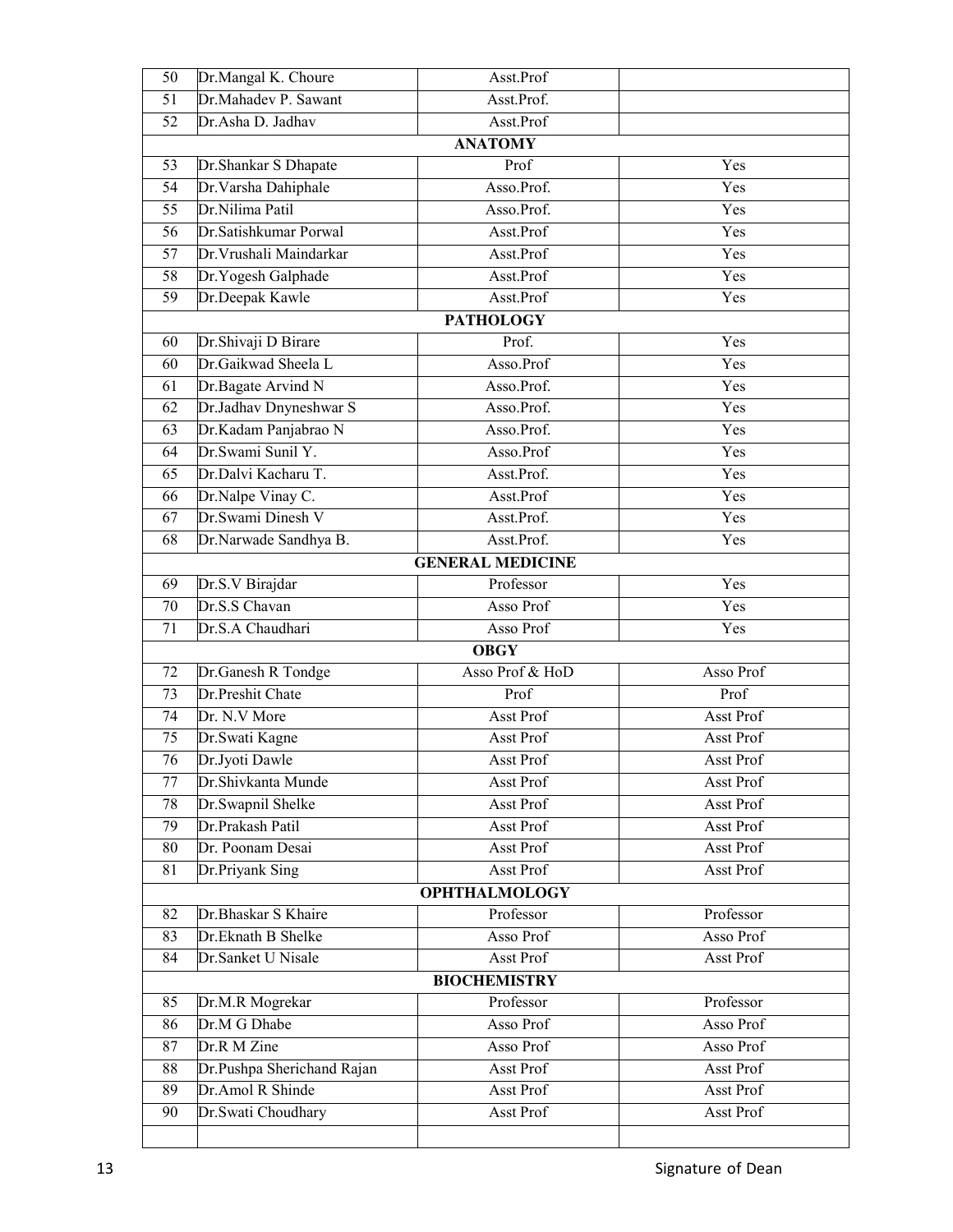| 50 | Dr.Mangal K. Choure | Asst.Prof | |
|---|---|---|---|
| 51 | Dr.Mahadev P. Sawant | Asst.Prof. | |
| 52 | Dr.Asha D. Jadhav | Asst.Prof | |
| | | **ANATOMY** | |
| 53 | Dr.Shankar S Dhapate | Prof | Yes |
| 54 | Dr.Varsha Dahiphale | Asso.Prof. | Yes |
| 55 | Dr.Nilima Patil | Asso.Prof. | Yes |
| 56 | Dr.Satishkumar Porwal | Asst.Prof | Yes |
| 57 | Dr.Vrushali Maindarkar | Asst.Prof | Yes |
| 58 | Dr.Yogesh Galphade | Asst.Prof | Yes |
| 59 | Dr.Deepak Kawle | Asst.Prof | Yes |
| | | **PATHOLOGY** | |
| 60 | Dr.Shivaji D Birare | Prof. | Yes |
| 60 | Dr.Gaikwad Sheela L | Asso.Prof | Yes |
| 61 | Dr.Bagate Arvind N | Asso.Prof. | Yes |
| 62 | Dr.Jadhav Dnyneshwar S | Asso.Prof. | Yes |
| 63 | Dr.Kadam Panjabrao N | Asso.Prof. | Yes |
| 64 | Dr.Swami Sunil Y. | Asso.Prof | Yes |
| 65 | Dr.Dalvi Kacharu T. | Asst.Prof. | Yes |
| 66 | Dr.Nalpe Vinay C. | Asst.Prof | Yes |
| 67 | Dr.Swami Dinesh V | Asst.Prof. | Yes |
| 68 | Dr.Narwade Sandhya B. | Asst.Prof. | Yes |
| | | **GENERAL MEDICINE** | |
| 69 | Dr.S.V Birajdar | Professor | Yes |
| 70 | Dr.S.S Chavan | Asso Prof | Yes |
| 71 | Dr.S.A Chaudhari | Asso Prof | Yes |
| | | **OBGY** | |
| 72 | Dr.Ganesh R Tondge | Asso Prof & HoD | Asso Prof |
| 73 | Dr.Preshit Chate | Prof | Prof |
| 74 | Dr. N.V More | Asst Prof | Asst Prof |
| 75 | Dr.Swati Kagne | Asst Prof | Asst Prof |
| 76 | Dr.Jyoti Dawle | Asst Prof | Asst Prof |
| 77 | Dr.Shivkanta Munde | Asst Prof | Asst Prof |
| 78 | Dr.Swapnil Shelke | Asst Prof | Asst Prof |
| 79 | Dr.Prakash Patil | Asst Prof | Asst Prof |
| 80 | Dr. Poonam Desai | Asst Prof | Asst Prof |
| 81 | Dr.Priyank Sing | Asst Prof | Asst Prof |
| | | **OPHTHALMOLOGY** | |
| 82 | Dr.Bhaskar S Khaire | Professor | Professor |
| 83 | Dr.Eknath B Shelke | Asso Prof | Asso Prof |
| 84 | Dr.Sanket U Nisale | Asst Prof | Asst Prof |
| | | **BIOCHEMISTRY** | |
| 85 | Dr.M.R Mogrekar | Professor | Professor |
| 86 | Dr.M G Dhabe | Asso Prof | Asso Prof |
| 87 | Dr.R M Zine | Asso Prof | Asso Prof |
| 88 | Dr.Pushpa Sherichand Rajan | Asst Prof | Asst Prof |
| 89 | Dr.Amol R Shinde | Asst Prof | Asst Prof |
| 90 | Dr.Swati Choudhary | Asst Prof | Asst Prof |
| | | | |

Signature of Dean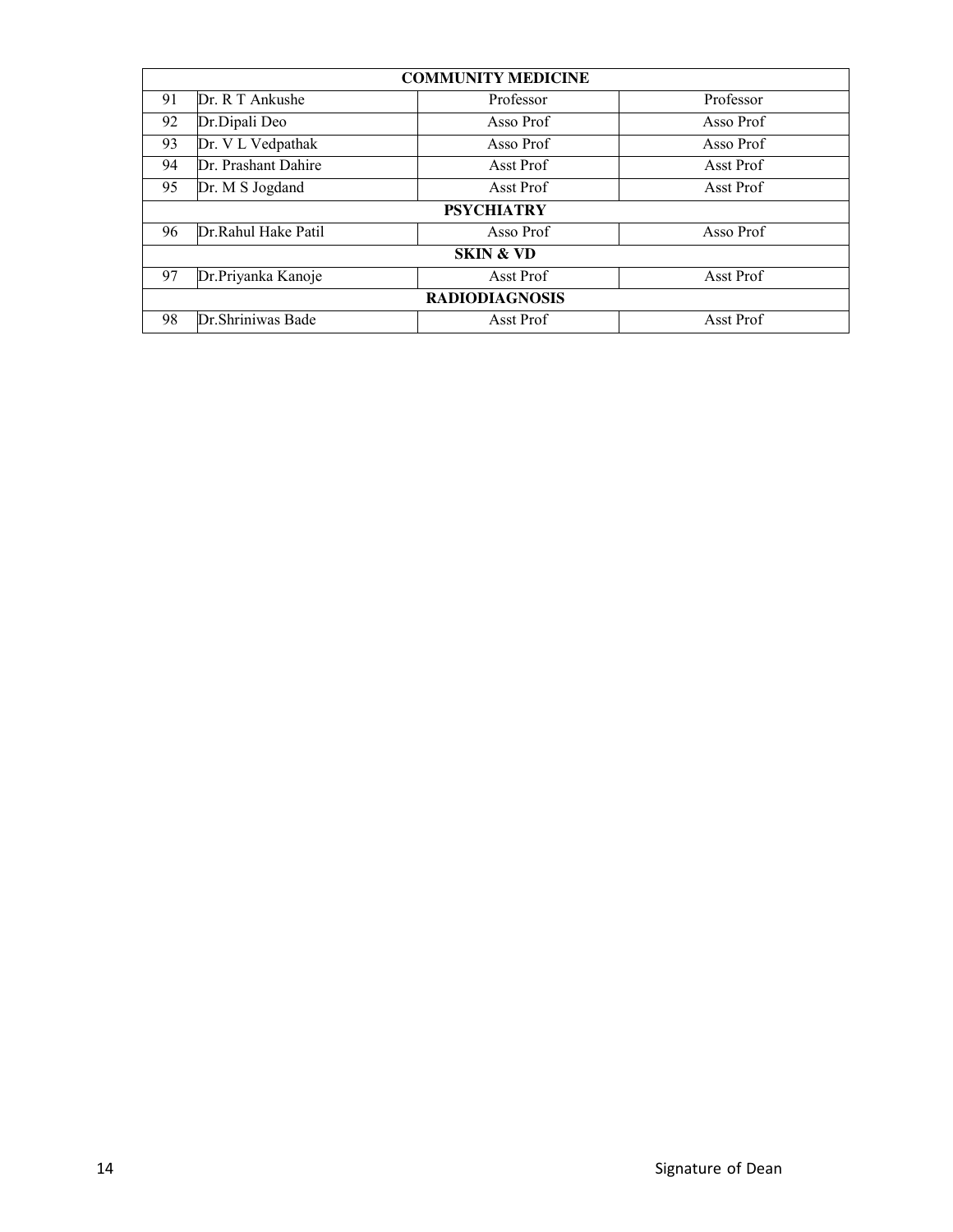| | | | |
|---|---|---|---|
| **COMMUNITY MEDICINE** | | | |
| 91 | Dr. R T Ankushe | Professor | Professor |
| 92 | Dr.Dipali Deo | Asso Prof | Asso Prof |
| 93 | Dr. V L Vedpathak | Asso Prof | Asso Prof |
| 94 | Dr. Prashant Dahire | Asst Prof | Asst Prof |
| 95 | Dr. M S Jogdand | Asst Prof | Asst Prof |
| **PSYCHIATRY** | | | |
| 96 | Dr.Rahul Hake Patil | Asso Prof | Asso Prof |
| **SKIN & VD** | | | |
| 97 | Dr.Priyanka Kanoje | Asst Prof | Asst Prof |
| **RADIODIAGNOSIS** | | | |
| 98 | Dr.Shriniwas Bade | Asst Prof | Asst Prof |

Signature of Dean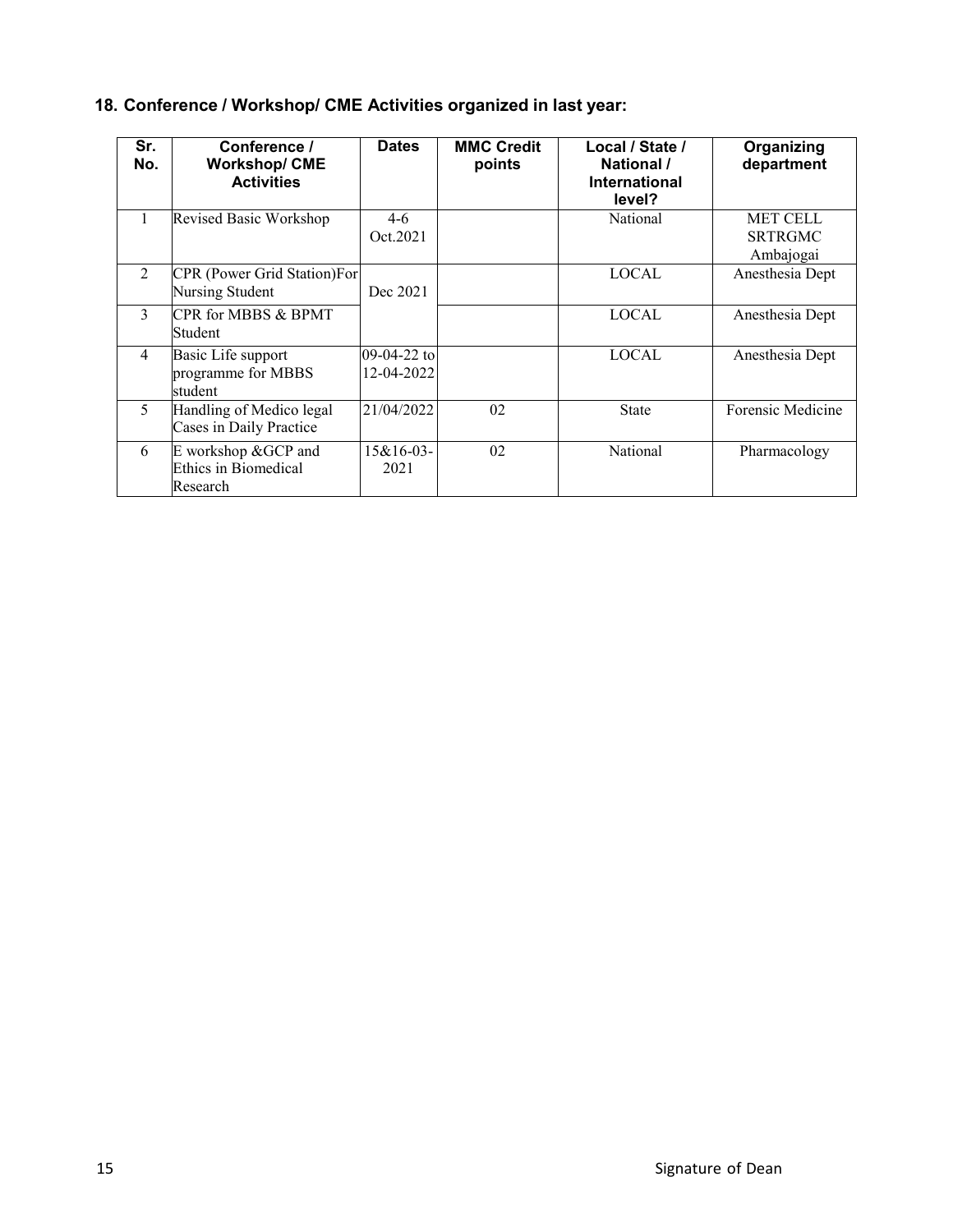## 18. Conference / Workshop/ CME Activities organized in last year:

| Sr. No. | Conference / Workshop/ CME Activities | Dates | MMC Credit points | Local / State / National / International level? | Organizing department |
|---|---|---|---|---|---|
| 1 | Revised Basic Workshop | 4-6 Oct.2021 | | National | MET CELL SRTRGMC Ambajogai |
| 2 | CPR (Power Grid Station)For Nursing Student | Dec 2021 | | LOCAL | Anesthesia Dept |
| 3 | CPR for MBBS & BPMT Student | | | LOCAL | Anesthesia Dept |
| 4 | Basic Life support programme for MBBS student | 09-04-22 to 12-04-2022 | | LOCAL | Anesthesia Dept |
| 5 | Handling of Medico legal Cases in Daily Practice | 21/04/2022 | 02 | State | Forensic Medicine |
| 6 | E workshop &GCP and Ethics in Biomedical Research | 15&16-03-2021 | 02 | National | Pharmacology |

Signature of Dean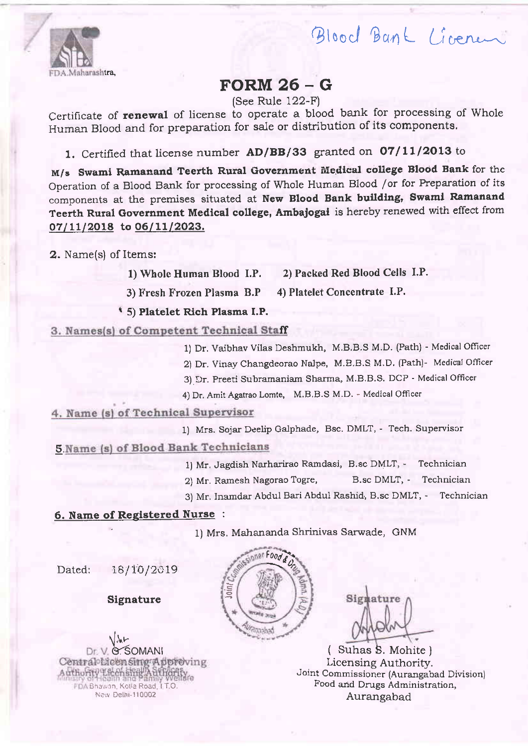FDA.Maharashtra,

Blood Bank License

# FORM 26 – G

(See Rule 122-F)

Certificate of **renewal** of license to operate a blood bank for processing of Whole Human Blood and for preparation for sale or distribution of its components.

1. Certified that license number **AD/BB/33** granted on **07/11/2013** to **M/s Swami Ramanand Teerth Rural Government Medical college Blood Bank** for the Operation of a Blood Bank for processing of Whole Human Blood /or for Preparation of its components at the premises situated at **New Blood Bank building, Swami Ramanand Teerth Rural Government Medical college, Ambajogai** is hereby renewed with effect from **07/11/2018 to 06/11/2023.**

2. Name(s) of Items:

   **1) Whole Human Blood I.P.** **2) Packed Red Blood Cells I.P.**

   **3) Fresh Frozen Plasma B.P** **4) Platelet Concentrate I.P.**

   **5) Platelet Rich Plasma I.P.**

**3. Names(s) of Competent Technical Staff**

1) Dr. Vaibhav Vilas Deshmukh, M.B.B.S M.D. (Path) - Medical Officer
2) Dr. Vinay Changdeorao Nalpe, M.B.B.S M.D. (Path)- Medical Officer
3) Dr. Preeti Subramaniam Sharma, M.B.B.S. DCP - Medical Officer
4) Dr. Amit Agatrao Lomte, M.B.B.S M.D. - Medical Officer

**4. Name (s) of Technical Supervisor**

1) Mrs. Sojar Deelip Galphade, Bsc. DMLT, - Tech. Supervisor

**5. Name (s) of Blood Bank Technicians**

1) Mr. Jagdish Narharirao Ramdasi, B.sc DMLT, - Technician
2) Mr. Ramesh Nagorao Togre, B.sc DMLT, - Technician
3) Mr. Inamdar Abdul Bari Abdul Rashid, B.sc DMLT, - Technician

**6. Name of Registered Nurse :**

1) Mrs. Mahananda Shrinivas Sarwade, GNM

Dated: 18/10/2019

**Signature**

Dr. V. G. SOMANI
Central Licensing Approving Authority
Drugs Controller General (India)
Ministry of Health and Family Welfare
FDA Bhawan, Kotla Road, I.T.O.
New Delhi-110002

Signature

( Suhas S. Mohite )
Licensing Authority.
Joint Commissioner (Aurangabad Division)
Food and Drugs Administration,
Aurangabad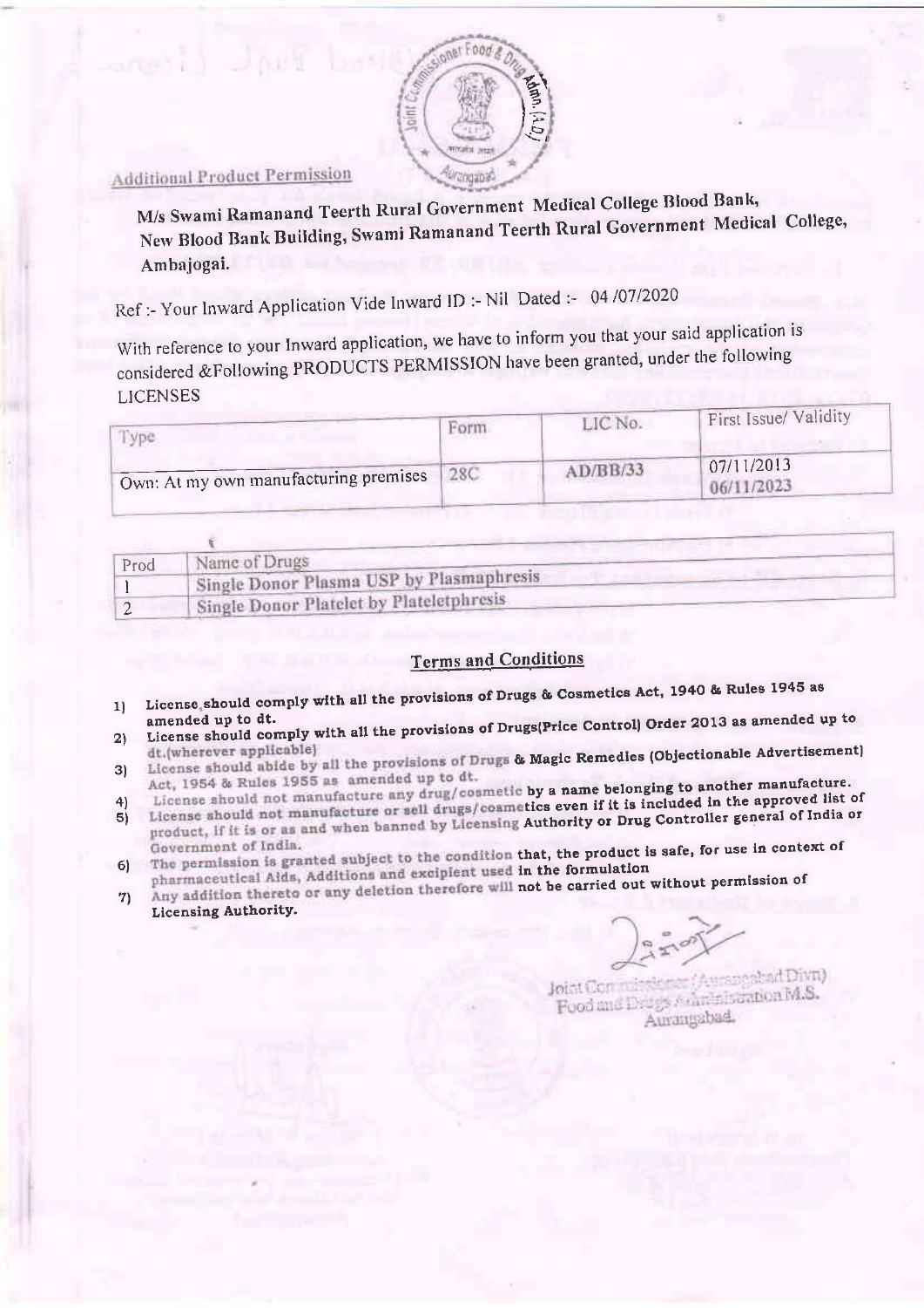Additional Product Permission

**M/s Swami Ramanand Teerth Rural Government Medical College Blood Bank, New Blood Bank Building, Swami Ramanand Teerth Rural Government Medical College, Ambajogai.**

Ref :- Your Inward Application Vide Inward ID :- Nil Dated :- 04 /07/2020

With reference to your Inward application, we have to inform you that your said application is considered &Following PRODUCTS PERMISSION have been granted, under the following LICENSES

| Type | Form | LIC No. | First Issue/ Validity |
|---|---|---|---|
| Own: At my own manufacturing premises | 28C | AD/BB/33 | 07/11/2013 06/11/2023 |

| Prod | Name of Drugs |
|---|---|
| 1 | Single Donor Plasma USP by Plasmaphresis |
| 2 | Single Donor Platelet by Plateletphresis |

## Terms and Conditions

1) License should comply with all the provisions of Drugs & Cosmetics Act, 1940 & Rules 1945 as amended up to dt.
2) License should comply with all the provisions of Drugs(Price Control) Order 2013 as amended up to dt.(wherever applicable)
3) License should abide by all the provisions of Drugs & Magic Remedies (Objectionable Advertisement) Act, 1954 & Rules 1955 as amended up to dt.
4) License should not manufacture any drug/cosmetic by a name belonging to another manufacture.
5) License should not manufacture or sell drugs/cosmetics even if it is included in the approved list of product, If it is or as and when banned by Licensing Authority or Drug Controller general of India or Government of India.
6) The permission is granted subject to the condition that, the product is safe, for use in context of pharmaceutical Aids, Additions and excipient used in the formulation
7) Any addition thereto or any deletion therefore will not be carried out without permission of Licensing Authority.

Joint Commissioner (Aurangabad Divn)
Food and Drugs Administration M.S.
Aurangabad.